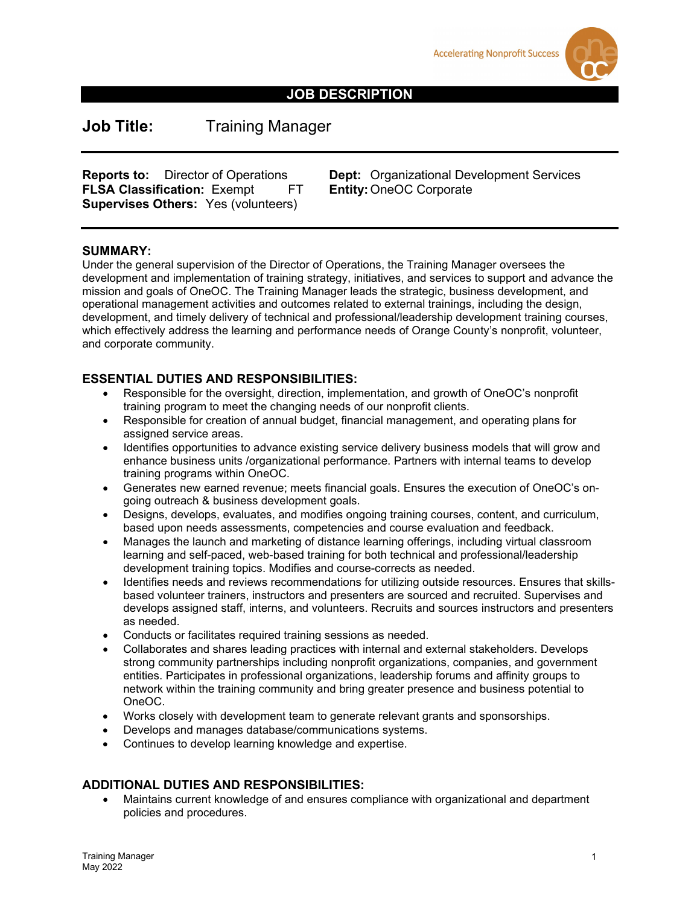Accelerating Nonprofit Success

# JOB DESCRIPTION

## Job Title: Training Manager

**Reports to:** Director of Operations
**FLSA Classification:** Exempt FT
**Supervises Others:** Yes (volunteers)
**Dept:** Organizational Development Services
**Entity:** OneOC Corporate

### SUMMARY:

Under the general supervision of the Director of Operations, the Training Manager oversees the development and implementation of training strategy, initiatives, and services to support and advance the mission and goals of OneOC. The Training Manager leads the strategic, business development, and operational management activities and outcomes related to external trainings, including the design, development, and timely delivery of technical and professional/leadership development training courses, which effectively address the learning and performance needs of Orange County's nonprofit, volunteer, and corporate community.

### ESSENTIAL DUTIES AND RESPONSIBILITIES:

- Responsible for the oversight, direction, implementation, and growth of OneOC's nonprofit training program to meet the changing needs of our nonprofit clients.
- Responsible for creation of annual budget, financial management, and operating plans for assigned service areas.
- Identifies opportunities to advance existing service delivery business models that will grow and enhance business units /organizational performance. Partners with internal teams to develop training programs within OneOC.
- Generates new earned revenue; meets financial goals. Ensures the execution of OneOC's on-going outreach & business development goals.
- Designs, develops, evaluates, and modifies ongoing training courses, content, and curriculum, based upon needs assessments, competencies and course evaluation and feedback.
- Manages the launch and marketing of distance learning offerings, including virtual classroom learning and self-paced, web-based training for both technical and professional/leadership development training topics. Modifies and course-corrects as needed.
- Identifies needs and reviews recommendations for utilizing outside resources. Ensures that skills-based volunteer trainers, instructors and presenters are sourced and recruited. Supervises and develops assigned staff, interns, and volunteers. Recruits and sources instructors and presenters as needed.
- Conducts or facilitates required training sessions as needed.
- Collaborates and shares leading practices with internal and external stakeholders. Develops strong community partnerships including nonprofit organizations, companies, and government entities. Participates in professional organizations, leadership forums and affinity groups to network within the training community and bring greater presence and business potential to OneOC.
- Works closely with development team to generate relevant grants and sponsorships.
- Develops and manages database/communications systems.
- Continues to develop learning knowledge and expertise.

### ADDITIONAL DUTIES AND RESPONSIBILITIES:

- Maintains current knowledge of and ensures compliance with organizational and department policies and procedures.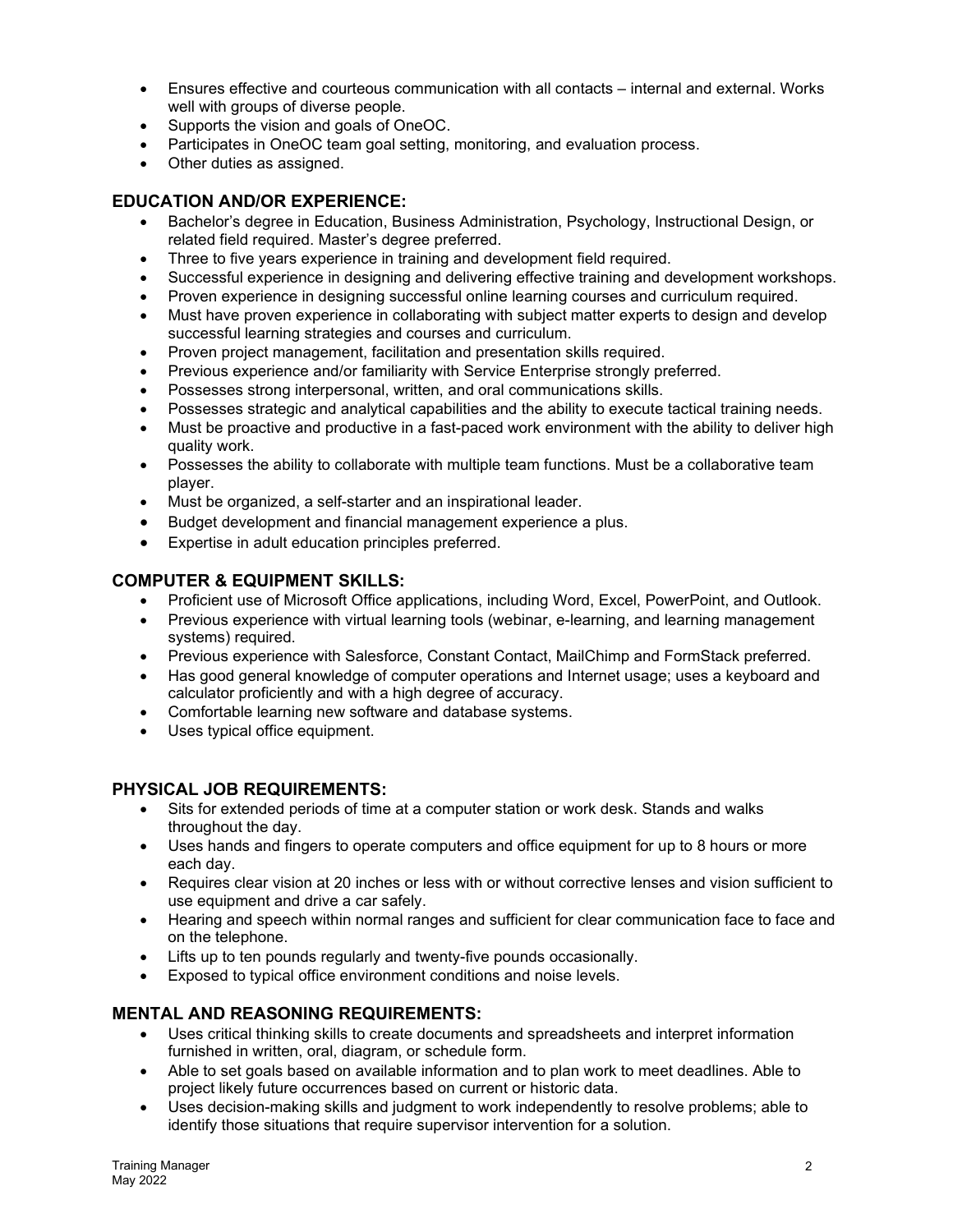- Ensures effective and courteous communication with all contacts – internal and external. Works well with groups of diverse people.
- Supports the vision and goals of OneOC.
- Participates in OneOC team goal setting, monitoring, and evaluation process.
- Other duties as assigned.

## EDUCATION AND/OR EXPERIENCE:

- Bachelor's degree in Education, Business Administration, Psychology, Instructional Design, or related field required. Master's degree preferred.
- Three to five years experience in training and development field required.
- Successful experience in designing and delivering effective training and development workshops.
- Proven experience in designing successful online learning courses and curriculum required.
- Must have proven experience in collaborating with subject matter experts to design and develop successful learning strategies and courses and curriculum.
- Proven project management, facilitation and presentation skills required.
- Previous experience and/or familiarity with Service Enterprise strongly preferred.
- Possesses strong interpersonal, written, and oral communications skills.
- Possesses strategic and analytical capabilities and the ability to execute tactical training needs.
- Must be proactive and productive in a fast-paced work environment with the ability to deliver high quality work.
- Possesses the ability to collaborate with multiple team functions. Must be a collaborative team player.
- Must be organized, a self-starter and an inspirational leader.
- Budget development and financial management experience a plus.
- Expertise in adult education principles preferred.

## COMPUTER & EQUIPMENT SKILLS:

- Proficient use of Microsoft Office applications, including Word, Excel, PowerPoint, and Outlook.
- Previous experience with virtual learning tools (webinar, e-learning, and learning management systems) required.
- Previous experience with Salesforce, Constant Contact, MailChimp and FormStack preferred.
- Has good general knowledge of computer operations and Internet usage; uses a keyboard and calculator proficiently and with a high degree of accuracy.
- Comfortable learning new software and database systems.
- Uses typical office equipment.

## PHYSICAL JOB REQUIREMENTS:

- Sits for extended periods of time at a computer station or work desk. Stands and walks throughout the day.
- Uses hands and fingers to operate computers and office equipment for up to 8 hours or more each day.
- Requires clear vision at 20 inches or less with or without corrective lenses and vision sufficient to use equipment and drive a car safely.
- Hearing and speech within normal ranges and sufficient for clear communication face to face and on the telephone.
- Lifts up to ten pounds regularly and twenty-five pounds occasionally.
- Exposed to typical office environment conditions and noise levels.

## MENTAL AND REASONING REQUIREMENTS:

- Uses critical thinking skills to create documents and spreadsheets and interpret information furnished in written, oral, diagram, or schedule form.
- Able to set goals based on available information and to plan work to meet deadlines. Able to project likely future occurrences based on current or historic data.
- Uses decision-making skills and judgment to work independently to resolve problems; able to identify those situations that require supervisor intervention for a solution.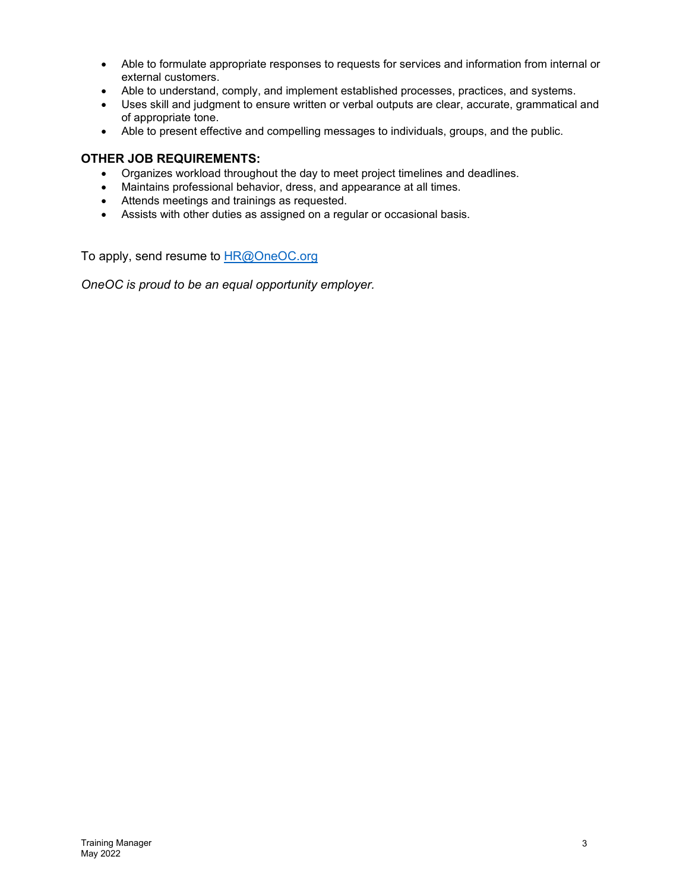- Able to formulate appropriate responses to requests for services and information from internal or external customers.
- Able to understand, comply, and implement established processes, practices, and systems.
- Uses skill and judgment to ensure written or verbal outputs are clear, accurate, grammatical and of appropriate tone.
- Able to present effective and compelling messages to individuals, groups, and the public.

**OTHER JOB REQUIREMENTS:**

- Organizes workload throughout the day to meet project timelines and deadlines.
- Maintains professional behavior, dress, and appearance at all times.
- Attends meetings and trainings as requested.
- Assists with other duties as assigned on a regular or occasional basis.

To apply, send resume to HR@OneOC.org

*OneOC is proud to be an equal opportunity employer.*